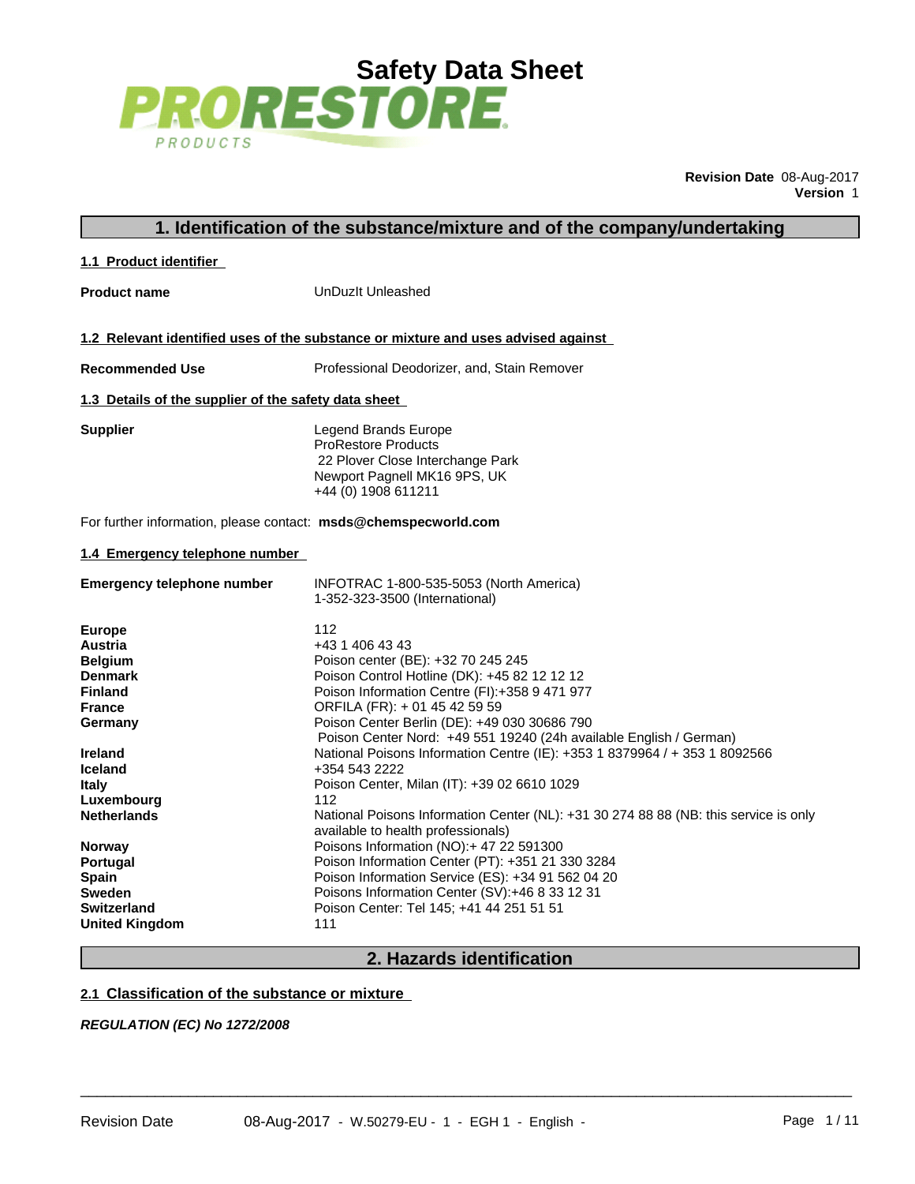# Safety Data Sheet

PRORESTORE PRODUCTS

**Revision Date** 08-Aug-2017
**Version** 1

## 1. Identification of the substance/mixture and of the company/undertaking

### 1.1 Product identifier

**Product name** UnDuzIt Unleashed

### 1.2 Relevant identified uses of the substance or mixture and uses advised against

**Recommended Use** Professional Deodorizer, and, Stain Remover

### 1.3 Details of the supplier of the safety data sheet

**Supplier**
Legend Brands Europe
ProRestore Products
22 Plover Close Interchange Park
Newport Pagnell MK16 9PS, UK
+44 (0) 1908 611211

For further information, please contact: **msds@chemspecworld.com**

### 1.4 Emergency telephone number

| | |
|---|---|
| **Emergency telephone number** | INFOTRAC 1-800-535-5053 (North America)<br>1-352-323-3500 (International) |
| **Europe** | 112 |
| **Austria** | +43 1 406 43 43 |
| **Belgium** | Poison center (BE): +32 70 245 245 |
| **Denmark** | Poison Control Hotline (DK): +45 82 12 12 12 |
| **Finland** | Poison Information Centre (FI):+358 9 471 977 |
| **France** | ORFILA (FR): + 01 45 42 59 59 |
| **Germany** | Poison Center Berlin (DE): +49 030 30686 790<br>Poison Center Nord: +49 551 19240 (24h available English / German) |
| **Ireland** | National Poisons Information Centre (IE): +353 1 8379964 / + 353 1 8092566 |
| **Iceland** | +354 543 2222 |
| **Italy** | Poison Center, Milan (IT): +39 02 6610 1029 |
| **Luxembourg** | 112 |
| **Netherlands** | National Poisons Information Center (NL): +31 30 274 88 88 (NB: this service is only available to health professionals) |
| **Norway** | Poisons Information (NO):+ 47 22 591300 |
| **Portugal** | Poison Information Center (PT): +351 21 330 3284 |
| **Spain** | Poison Information Service (ES): +34 91 562 04 20 |
| **Sweden** | Poisons Information Center (SV):+46 8 33 12 31 |
| **Switzerland** | Poison Center: Tel 145; +41 44 251 51 51 |
| **United Kingdom** | 111 |

## 2. Hazards identification

### 2.1 Classification of the substance or mixture

***REGULATION (EC) No 1272/2008***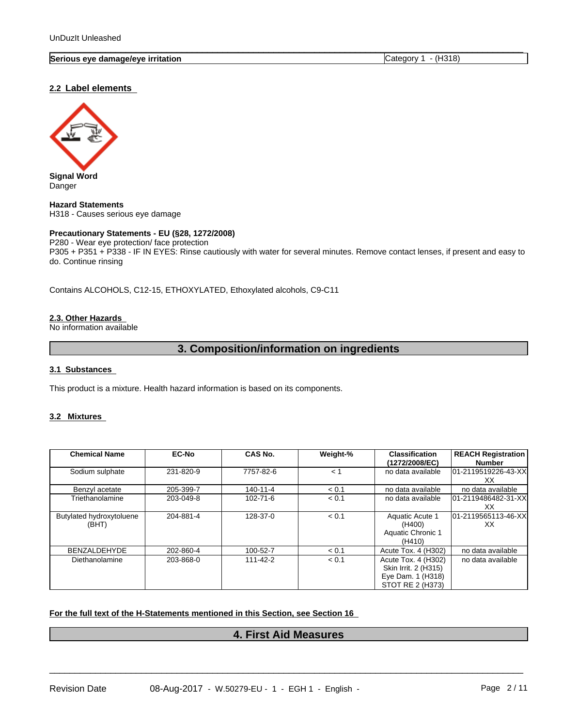| Serious eye damage/eye irritation | Category 1 - (H318) |
|---|---|

## 2.2 Label elements

**Signal Word**
Danger

**Hazard Statements**
H318 - Causes serious eye damage

**Precautionary Statements - EU (§28, 1272/2008)**
P280 - Wear eye protection/ face protection
P305 + P351 + P338 - IF IN EYES: Rinse cautiously with water for several minutes. Remove contact lenses, if present and easy to do. Continue rinsing

Contains ALCOHOLS, C12-15, ETHOXYLATED, Ethoxylated alcohols, C9-C11

## 2.3. Other Hazards
No information available

# 3. Composition/information on ingredients

## 3.1 Substances

This product is a mixture. Health hazard information is based on its components.

## 3.2 Mixtures

| Chemical Name | EC-No | CAS No. | Weight-% | Classification (1272/2008/EC) | REACH Registration Number |
|---|---|---|---|---|---|
| Sodium sulphate | 231-820-9 | 7757-82-6 | < 1 | no data available | 01-2119519226-43-XXXX |
| Benzyl acetate | 205-399-7 | 140-11-4 | < 0.1 | no data available | no data available |
| Triethanolamine | 203-049-8 | 102-71-6 | < 0.1 | no data available | 01-2119486482-31-XXXX |
| Butylated hydroxytoluene (BHT) | 204-881-4 | 128-37-0 | < 0.1 | Aquatic Acute 1 (H400) Aquatic Chronic 1 (H410) | 01-2119565113-46-XXXX |
| BENZALDEHYDE | 202-860-4 | 100-52-7 | < 0.1 | Acute Tox. 4 (H302) | no data available |
| Diethanolamine | 203-868-0 | 111-42-2 | < 0.1 | Acute Tox. 4 (H302) Skin Irrit. 2 (H315) Eye Dam. 1 (H318) STOT RE 2 (H373) | no data available |

**For the full text of the H-Statements mentioned in this Section, see Section 16**

# 4. First Aid Measures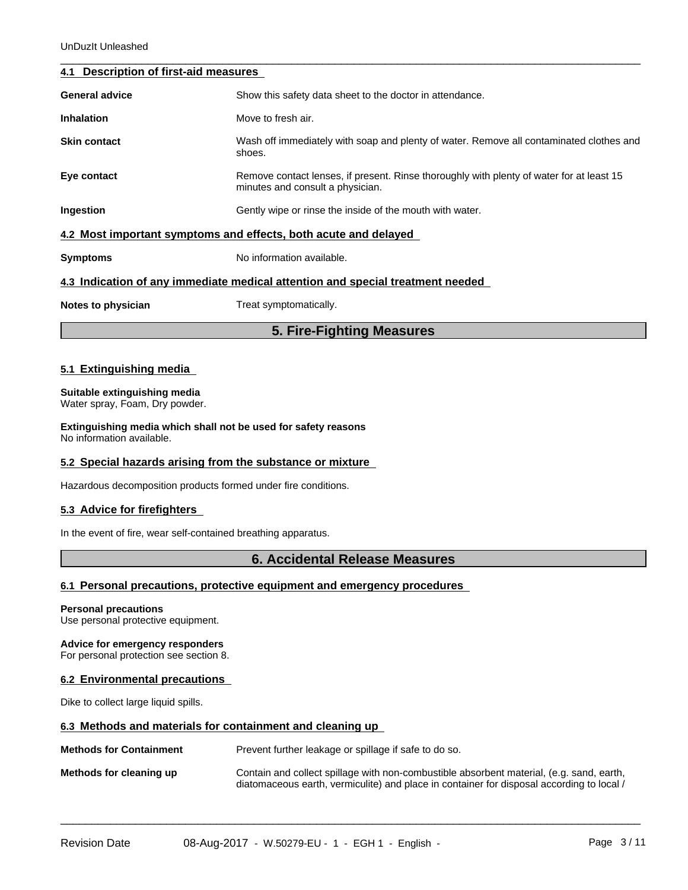### 4.1 Description of first-aid measures

| | |
|---|---|
| **General advice** | Show this safety data sheet to the doctor in attendance. |
| **Inhalation** | Move to fresh air. |
| **Skin contact** | Wash off immediately with soap and plenty of water. Remove all contaminated clothes and shoes. |
| **Eye contact** | Remove contact lenses, if present. Rinse thoroughly with plenty of water for at least 15 minutes and consult a physician. |
| **Ingestion** | Gently wipe or rinse the inside of the mouth with water. |

### 4.2 Most important symptoms and effects, both acute and delayed

| | |
|---|---|
| **Symptoms** | No information available. |

### 4.3 Indication of any immediate medical attention and special treatment needed

| | |
|---|---|
| **Notes to physician** | Treat symptomatically. |

## 5. Fire-Fighting Measures

### 5.1 Extinguishing media

**Suitable extinguishing media**
Water spray, Foam, Dry powder.

**Extinguishing media which shall not be used for safety reasons**
No information available.

### 5.2 Special hazards arising from the substance or mixture

Hazardous decomposition products formed under fire conditions.

### 5.3 Advice for firefighters

In the event of fire, wear self-contained breathing apparatus.

## 6. Accidental Release Measures

### 6.1 Personal precautions, protective equipment and emergency procedures

**Personal precautions**
Use personal protective equipment.

**Advice for emergency responders**
For personal protection see section 8.

### 6.2 Environmental precautions

Dike to collect large liquid spills.

### 6.3 Methods and materials for containment and cleaning up

| | |
|---|---|
| **Methods for Containment** | Prevent further leakage or spillage if safe to do so. |
| **Methods for cleaning up** | Contain and collect spillage with non-combustible absorbent material, (e.g. sand, earth, diatomaceous earth, vermiculite) and place in container for disposal according to local / |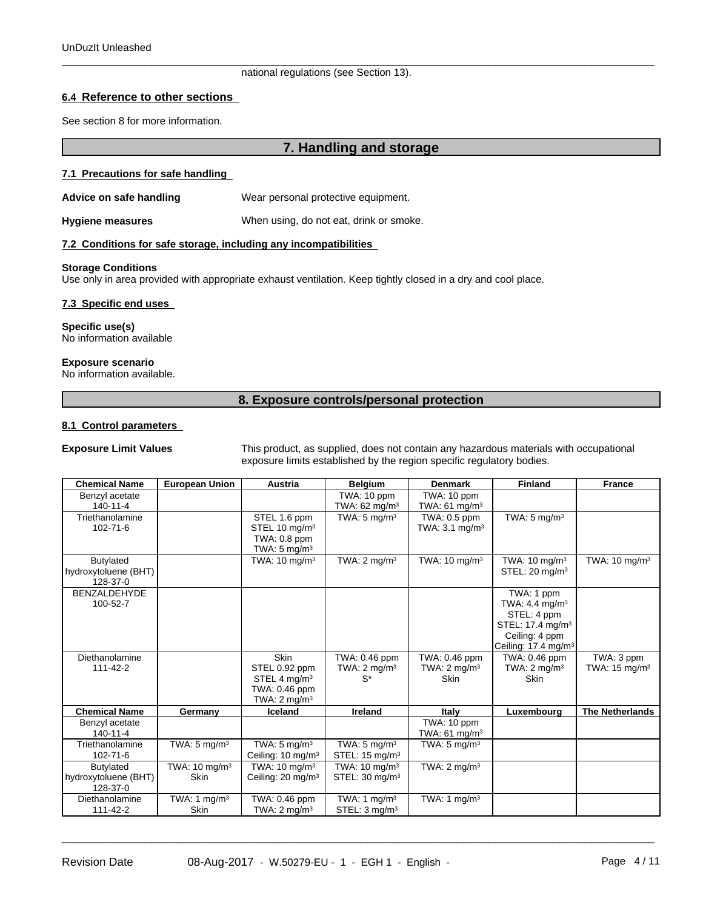national regulations (see Section 13).

### 6.4 Reference to other sections

See section 8 for more information.

## 7. Handling and storage

### 7.1 Precautions for safe handling

**Advice on safe handling** Wear personal protective equipment.

**Hygiene measures** When using, do not eat, drink or smoke.

### 7.2 Conditions for safe storage, including any incompatibilities

**Storage Conditions**
Use only in area provided with appropriate exhaust ventilation. Keep tightly closed in a dry and cool place.

### 7.3 Specific end uses

**Specific use(s)**
No information available

**Exposure scenario**
No information available.

## 8. Exposure controls/personal protection

### 8.1 Control parameters

**Exposure Limit Values** This product, as supplied, does not contain any hazardous materials with occupational exposure limits established by the region specific regulatory bodies.

| Chemical Name | European Union | Austria | Belgium | Denmark | Finland | France |
|---|---|---|---|---|---|---|
| Benzyl acetate 140-11-4 | | | TWA: 10 ppm TWA: 62 mg/m³ | TWA: 10 ppm TWA: 61 mg/m³ | | |
| Triethanolamine 102-71-6 | | STEL 1.6 ppm STEL 10 mg/m³ TWA: 0.8 ppm TWA: 5 mg/m³ | TWA: 5 mg/m³ | TWA: 0.5 ppm TWA: 3.1 mg/m³ | TWA: 5 mg/m³ | |
| Butylated hydroxytoluene (BHT) 128-37-0 | | TWA: 10 mg/m³ | TWA: 2 mg/m³ | TWA: 10 mg/m³ | TWA: 10 mg/m³ STEL: 20 mg/m³ | TWA: 10 mg/m³ |
| BENZALDEHYDE 100-52-7 | | | | | TWA: 1 ppm TWA: 4.4 mg/m³ STEL: 4 ppm STEL: 17.4 mg/m³ Ceiling: 4 ppm Ceiling: 17.4 mg/m³ | |
| Diethanolamine 111-42-2 | | Skin STEL 0.92 ppm STEL 4 mg/m³ TWA: 0.46 ppm TWA: 2 mg/m³ | TWA: 0.46 ppm TWA: 2 mg/m³ S* | TWA: 0.46 ppm TWA: 2 mg/m³ Skin | TWA: 0.46 ppm TWA: 2 mg/m³ Skin | TWA: 3 ppm TWA: 15 mg/m³ |
| **Chemical Name** | **Germany** | **Iceland** | **Ireland** | **Italy** | **Luxembourg** | **The Netherlands** |
| Benzyl acetate 140-11-4 | | | | TWA: 10 ppm TWA: 61 mg/m³ | | |
| Triethanolamine 102-71-6 | TWA: 5 mg/m³ | TWA: 5 mg/m³ Ceiling: 10 mg/m³ | TWA: 5 mg/m³ STEL: 15 mg/m³ | TWA: 5 mg/m³ | | |
| Butylated hydroxytoluene (BHT) 128-37-0 | TWA: 10 mg/m³ Skin | TWA: 10 mg/m³ Ceiling: 20 mg/m³ | TWA: 10 mg/m³ STEL: 30 mg/m³ | TWA: 2 mg/m³ | | |
| Diethanolamine 111-42-2 | TWA: 1 mg/m³ Skin | TWA: 0.46 ppm TWA: 2 mg/m³ | TWA: 1 mg/m³ STEL: 3 mg/m³ | TWA: 1 mg/m³ | | |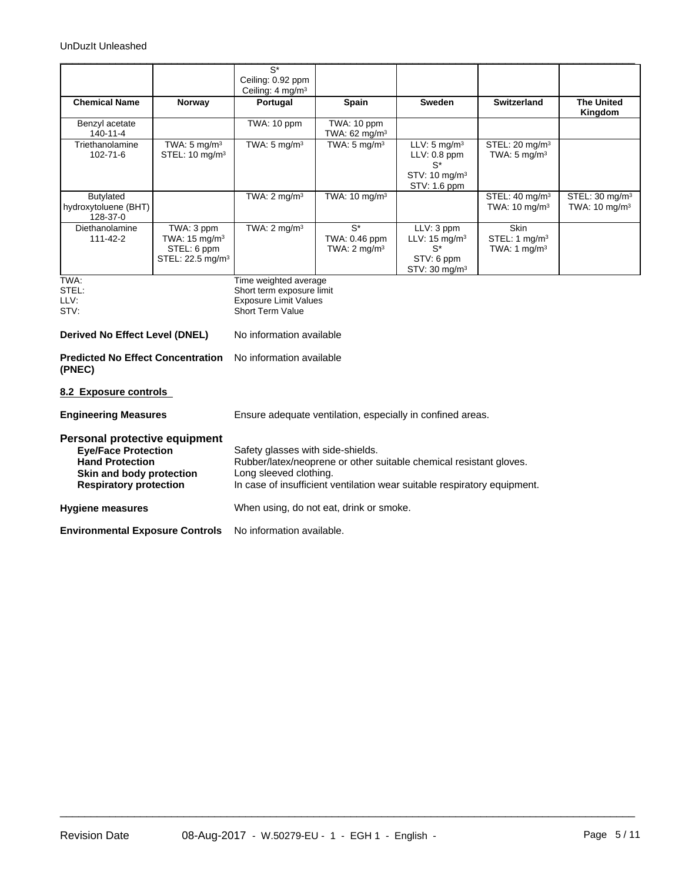| | | S*<br>Ceiling: 0.92 ppm<br>Ceiling: 4 mg/m³ | | | | |
|---|---|---|---|---|---|---|
| **Chemical Name** | **Norway** | **Portugal** | **Spain** | **Sweden** | **Switzerland** | **The United Kingdom** |
| Benzyl acetate<br>140-11-4 | | TWA: 10 ppm | TWA: 10 ppm<br>TWA: 62 mg/m³ | | | |
| Triethanolamine<br>102-71-6 | TWA: 5 mg/m³<br>STEL: 10 mg/m³ | TWA: 5 mg/m³ | TWA: 5 mg/m³ | LLV: 5 mg/m³<br>LLV: 0.8 ppm<br>S*<br>STV: 10 mg/m³<br>STV: 1.6 ppm | STEL: 20 mg/m³<br>TWA: 5 mg/m³ | |
| Butylated hydroxytoluene (BHT)<br>128-37-0 | | TWA: 2 mg/m³ | TWA: 10 mg/m³ | | STEL: 40 mg/m³<br>TWA: 10 mg/m³ | STEL: 30 mg/m³<br>TWA: 10 mg/m³ |
| Diethanolamine<br>111-42-2 | TWA: 3 ppm<br>TWA: 15 mg/m³<br>STEL: 6 ppm<br>STEL: 22.5 mg/m³ | TWA: 2 mg/m³ | S*<br>TWA: 0.46 ppm<br>TWA: 2 mg/m³ | LLV: 3 ppm<br>LLV: 15 mg/m³<br>S*<br>STV: 6 ppm<br>STV: 30 mg/m³ | Skin<br>STEL: 1 mg/m³<br>TWA: 1 mg/m³ | |

TWA: Time weighted average
STEL: Short term exposure limit
LLV: Exposure Limit Values
STV: Short Term Value

**Derived No Effect Level (DNEL)** No information available

**Predicted No Effect Concentration (PNEC)** No information available

**8.2 Exposure controls**

**Engineering Measures** Ensure adequate ventilation, especially in confined areas.

**Personal protective equipment**

**Eye/Face Protection** Safety glasses with side-shields.
**Hand Protection** Rubber/latex/neoprene or other suitable chemical resistant gloves.
**Skin and body protection** Long sleeved clothing.
**Respiratory protection** In case of insufficient ventilation wear suitable respiratory equipment.

**Hygiene measures** When using, do not eat, drink or smoke.

**Environmental Exposure Controls** No information available.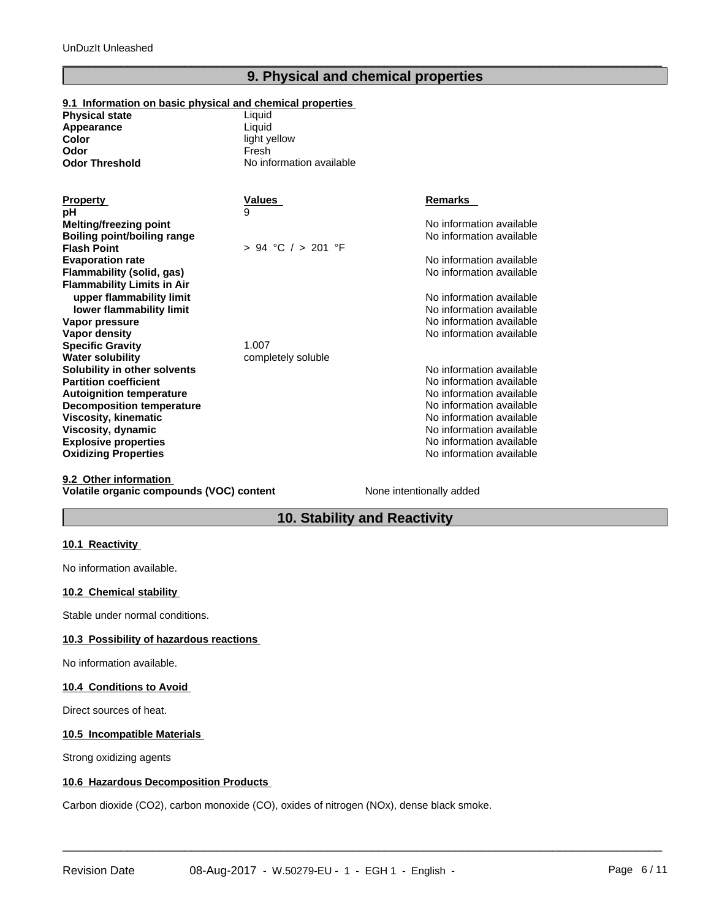## 9. Physical and chemical properties

### 9.1 Information on basic physical and chemical properties

**Physical state** Liquid
**Appearance** Liquid
**Color** light yellow
**Odor** Fresh
**Odor Threshold** No information available

| Property | Values | Remarks |
|---|---|---|
| **pH** | 9 | |
| **Melting/freezing point** | | No information available |
| **Boiling point/boiling range** | | No information available |
| **Flash Point** | > 94 °C / > 201 °F | |
| **Evaporation rate** | | No information available |
| **Flammability (solid, gas)** | | No information available |
| **Flammability Limits in Air** | | |
| **upper flammability limit** | | No information available |
| **lower flammability limit** | | No information available |
| **Vapor pressure** | | No information available |
| **Vapor density** | | No information available |
| **Specific Gravity** | 1.007 | |
| **Water solubility** | completely soluble | |
| **Solubility in other solvents** | | No information available |
| **Partition coefficient** | | No information available |
| **Autoignition temperature** | | No information available |
| **Decomposition temperature** | | No information available |
| **Viscosity, kinematic** | | No information available |
| **Viscosity, dynamic** | | No information available |
| **Explosive properties** | | No information available |
| **Oxidizing Properties** | | No information available |

### 9.2 Other information

**Volatile organic compounds (VOC) content** None intentionally added

## 10. Stability and Reactivity

### 10.1 Reactivity

No information available.

### 10.2 Chemical stability

Stable under normal conditions.

### 10.3 Possibility of hazardous reactions

No information available.

### 10.4 Conditions to Avoid

Direct sources of heat.

### 10.5 Incompatible Materials

Strong oxidizing agents

### 10.6 Hazardous Decomposition Products

Carbon dioxide ($CO_2$), carbon monoxide (CO), oxides of nitrogen (NOx), dense black smoke.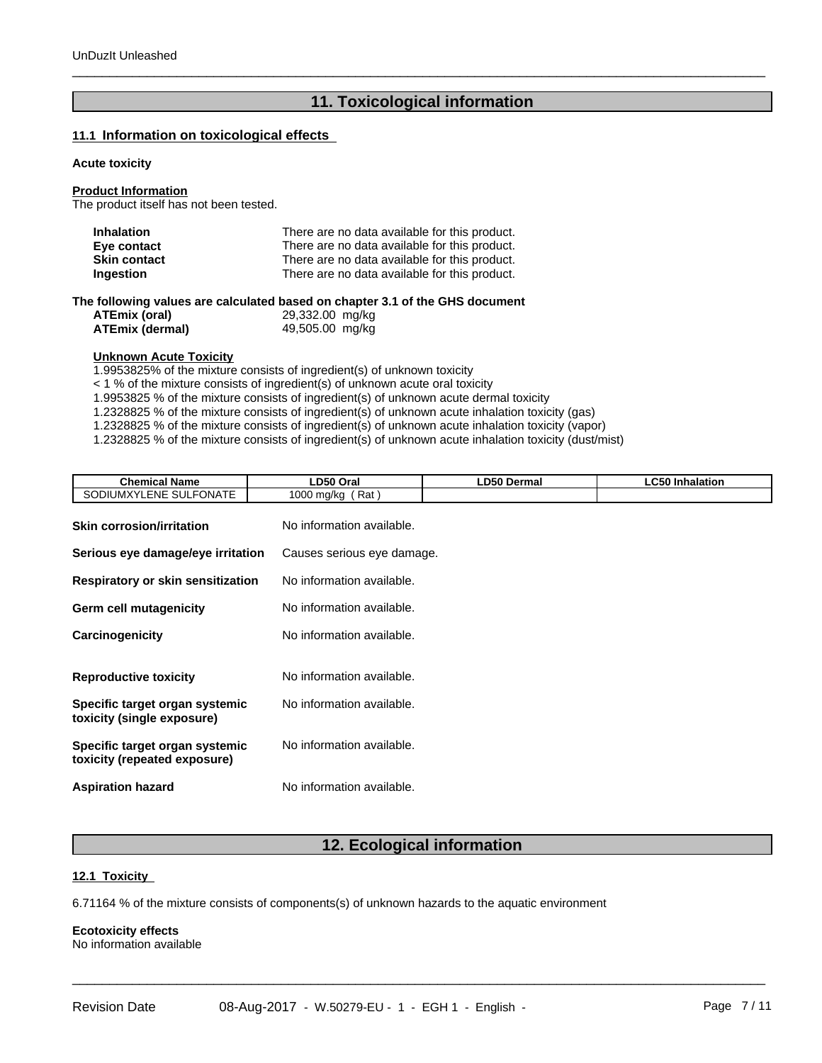## 11. Toxicological information

### 11.1 Information on toxicological effects

**Acute toxicity**

**Product Information**
The product itself has not been tested.

| | |
|---|---|
| **Inhalation** | There are no data available for this product. |
| **Eye contact** | There are no data available for this product. |
| **Skin contact** | There are no data available for this product. |
| **Ingestion** | There are no data available for this product. |

**The following values are calculated based on chapter 3.1 of the GHS document**

| | |
|---|---|
| **ATEmix (oral)** | 29,332.00 mg/kg |
| **ATEmix (dermal)** | 49,505.00 mg/kg |

**Unknown Acute Toxicity**

1.9953825% of the mixture consists of ingredient(s) of unknown toxicity
< 1 % of the mixture consists of ingredient(s) of unknown acute oral toxicity
1.9953825 % of the mixture consists of ingredient(s) of unknown acute dermal toxicity
1.2328825 % of the mixture consists of ingredient(s) of unknown acute inhalation toxicity (gas)
1.2328825 % of the mixture consists of ingredient(s) of unknown acute inhalation toxicity (vapor)
1.2328825 % of the mixture consists of ingredient(s) of unknown acute inhalation toxicity (dust/mist)

| Chemical Name | LD50 Oral | LD50 Dermal | LC50 Inhalation |
|---|---|---|---|
| SODIUMXYLENE SULFONATE | 1000 mg/kg ( Rat ) | | |

| | |
|---|---|
| **Skin corrosion/irritation** | No information available. |
| **Serious eye damage/eye irritation** | Causes serious eye damage. |
| **Respiratory or skin sensitization** | No information available. |
| **Germ cell mutagenicity** | No information available. |
| **Carcinogenicity** | No information available. |
| **Reproductive toxicity** | No information available. |
| **Specific target organ systemic toxicity (single exposure)** | No information available. |
| **Specific target organ systemic toxicity (repeated exposure)** | No information available. |
| **Aspiration hazard** | No information available. |

## 12. Ecological information

### 12.1 Toxicity

6.71164 % of the mixture consists of components(s) of unknown hazards to the aquatic environment

**Ecotoxicity effects**
No information available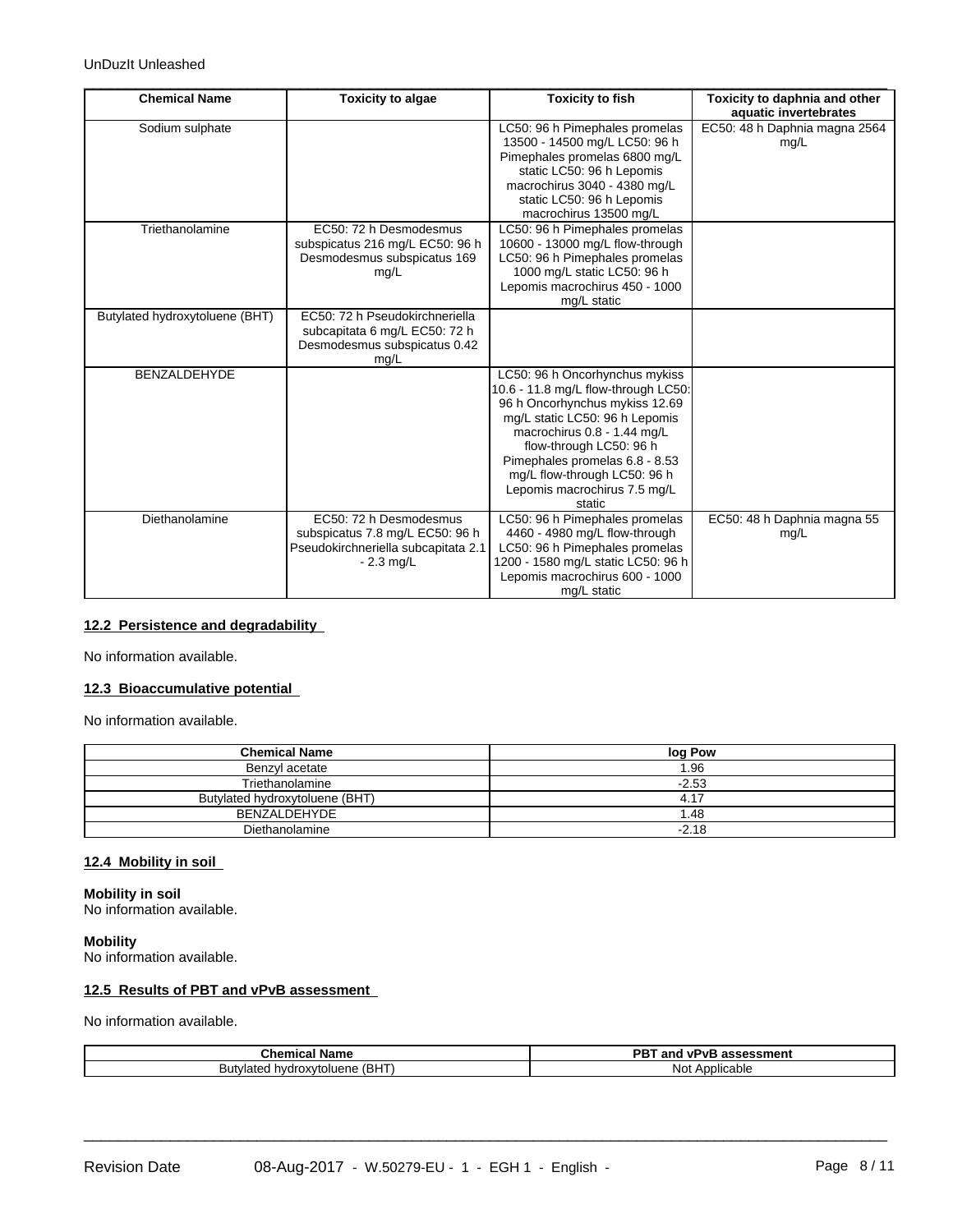| Chemical Name | Toxicity to algae | Toxicity to fish | Toxicity to daphnia and other aquatic invertebrates |
|---|---|---|---|
| Sodium sulphate | | LC50: 96 h Pimephales promelas 13500 - 14500 mg/L LC50: 96 h Pimephales promelas 6800 mg/L static LC50: 96 h Lepomis macrochirus 3040 - 4380 mg/L static LC50: 96 h Lepomis macrochirus 13500 mg/L | EC50: 48 h Daphnia magna 2564 mg/L |
| Triethanolamine | EC50: 72 h Desmodesmus subspicatus 216 mg/L EC50: 96 h Desmodesmus subspicatus 169 mg/L | LC50: 96 h Pimephales promelas 10600 - 13000 mg/L flow-through LC50: 96 h Pimephales promelas 1000 mg/L static LC50: 96 h Lepomis macrochirus 450 - 1000 mg/L static | |
| Butylated hydroxytoluene (BHT) | EC50: 72 h Pseudokirchneriella subcapitata 6 mg/L EC50: 72 h Desmodesmus subspicatus 0.42 mg/L | | |
| BENZALDEHYDE | | LC50: 96 h Oncorhynchus mykiss 10.6 - 11.8 mg/L flow-through LC50: 96 h Oncorhynchus mykiss 12.69 mg/L static LC50: 96 h Lepomis macrochirus 0.8 - 1.44 mg/L flow-through LC50: 96 h Pimephales promelas 6.8 - 8.53 mg/L flow-through LC50: 96 h Lepomis macrochirus 7.5 mg/L static | |
| Diethanolamine | EC50: 72 h Desmodesmus subspicatus 7.8 mg/L EC50: 96 h Pseudokirchneriella subcapitata 2.1 - 2.3 mg/L | LC50: 96 h Pimephales promelas 4460 - 4980 mg/L flow-through LC50: 96 h Pimephales promelas 1200 - 1580 mg/L static LC50: 96 h Lepomis macrochirus 600 - 1000 mg/L static | EC50: 48 h Daphnia magna 55 mg/L |

## 12.2 Persistence and degradability

No information available.

## 12.3 Bioaccumulative potential

No information available.

| Chemical Name | log Pow |
|---|---|
| Benzyl acetate | 1.96 |
| Triethanolamine | -2.53 |
| Butylated hydroxytoluene (BHT) | 4.17 |
| BENZALDEHYDE | 1.48 |
| Diethanolamine | -2.18 |

## 12.4 Mobility in soil

**Mobility in soil**
No information available.

**Mobility**
No information available.

## 12.5 Results of PBT and vPvB assessment

No information available.

| Chemical Name | PBT and vPvB assessment |
|---|---|
| Butylated hydroxytoluene (BHT) | Not Applicable |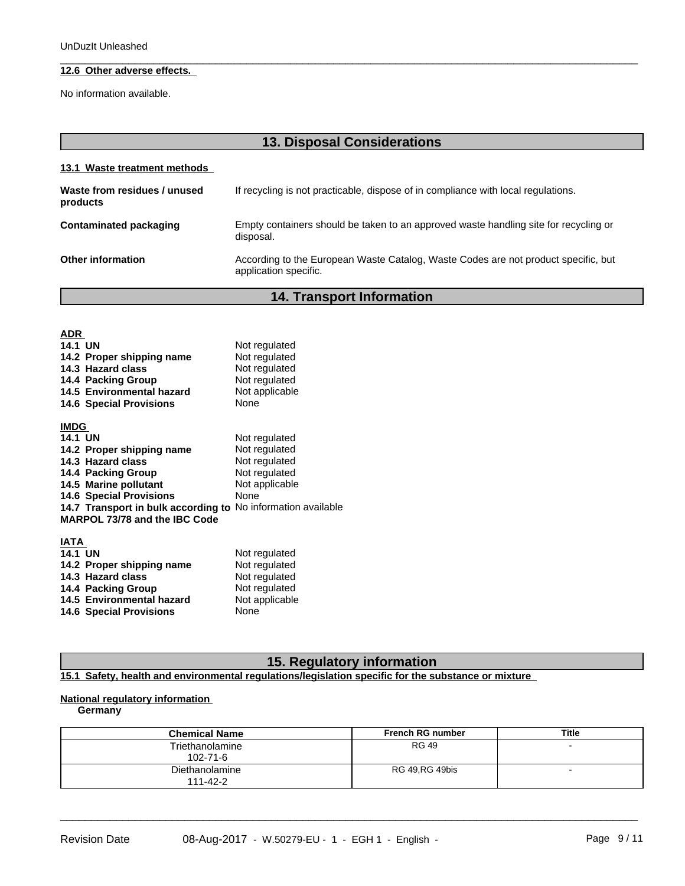**12.6 Other adverse effects.**

No information available.

## 13. Disposal Considerations

**13.1 Waste treatment methods**

| | |
|---|---|
| **Waste from residues / unused products** | If recycling is not practicable, dispose of in compliance with local regulations. |
| **Contaminated packaging** | Empty containers should be taken to an approved waste handling site for recycling or disposal. |
| **Other information** | According to the European Waste Catalog, Waste Codes are not product specific, but application specific. |

## 14. Transport Information

**ADR**

| | |
|---|---|
| **14.1 UN** | Not regulated |
| **14.2 Proper shipping name** | Not regulated |
| **14.3 Hazard class** | Not regulated |
| **14.4 Packing Group** | Not regulated |
| **14.5 Environmental hazard** | Not applicable |
| **14.6 Special Provisions** | None |

**IMDG**

| | |
|---|---|
| **14.1 UN** | Not regulated |
| **14.2 Proper shipping name** | Not regulated |
| **14.3 Hazard class** | Not regulated |
| **14.4 Packing Group** | Not regulated |
| **14.5 Marine pollutant** | Not applicable |
| **14.6 Special Provisions** | None |
| **14.7 Transport in bulk according to MARPOL 73/78 and the IBC Code** | No information available |

**IATA**

| | |
|---|---|
| **14.1 UN** | Not regulated |
| **14.2 Proper shipping name** | Not regulated |
| **14.3 Hazard class** | Not regulated |
| **14.4 Packing Group** | Not regulated |
| **14.5 Environmental hazard** | Not applicable |
| **14.6 Special Provisions** | None |

## 15. Regulatory information

**15.1 Safety, health and environmental regulations/legislation specific for the substance or mixture**

**National regulatory information**

**Germany**

| Chemical Name | French RG number | Title |
|---|---|---|
| Triethanolamine<br>102-71-6 | RG 49 | - |
| Diethanolamine<br>111-42-2 | RG 49,RG 49bis | - |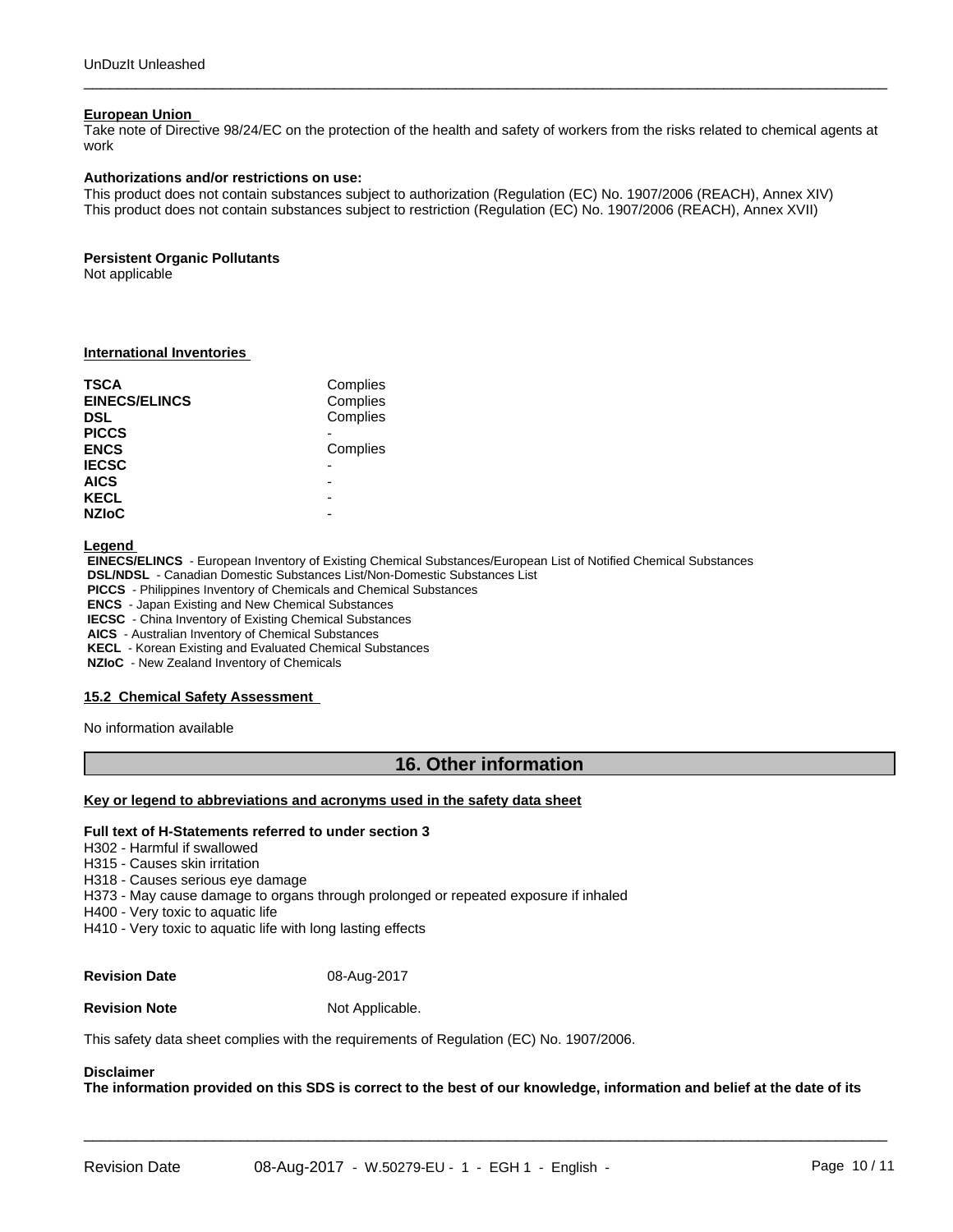**European Union**

Take note of Directive 98/24/EC on the protection of the health and safety of workers from the risks related to chemical agents at work

**Authorizations and/or restrictions on use:**

This product does not contain substances subject to authorization (Regulation (EC) No. 1907/2006 (REACH), Annex XIV)
This product does not contain substances subject to restriction (Regulation (EC) No. 1907/2006 (REACH), Annex XVII)

**Persistent Organic Pollutants**

Not applicable

**International Inventories**

| | |
|---|---|
| **TSCA** | Complies |
| **EINECS/ELINCS** | Complies |
| **DSL** | Complies |
| **PICCS** | - |
| **ENCS** | Complies |
| **IECSC** | - |
| **AICS** | - |
| **KECL** | - |
| **NZIoC** | - |

**Legend**

**EINECS/ELINCS** - European Inventory of Existing Chemical Substances/European List of Notified Chemical Substances
**DSL/NDSL** - Canadian Domestic Substances List/Non-Domestic Substances List
**PICCS** - Philippines Inventory of Chemicals and Chemical Substances
**ENCS** - Japan Existing and New Chemical Substances
**IECSC** - China Inventory of Existing Chemical Substances
**AICS** - Australian Inventory of Chemical Substances
**KECL** - Korean Existing and Evaluated Chemical Substances
**NZIoC** - New Zealand Inventory of Chemicals

**15.2 Chemical Safety Assessment**

No information available

## 16. Other information

**Key or legend to abbreviations and acronyms used in the safety data sheet**

**Full text of H-Statements referred to under section 3**

H302 - Harmful if swallowed
H315 - Causes skin irritation
H318 - Causes serious eye damage
H373 - May cause damage to organs through prolonged or repeated exposure if inhaled
H400 - Very toxic to aquatic life
H410 - Very toxic to aquatic life with long lasting effects

**Revision Date** 08-Aug-2017

**Revision Note** Not Applicable.

This safety data sheet complies with the requirements of Regulation (EC) No. 1907/2006.

**Disclaimer**

**The information provided on this SDS is correct to the best of our knowledge, information and belief at the date of its**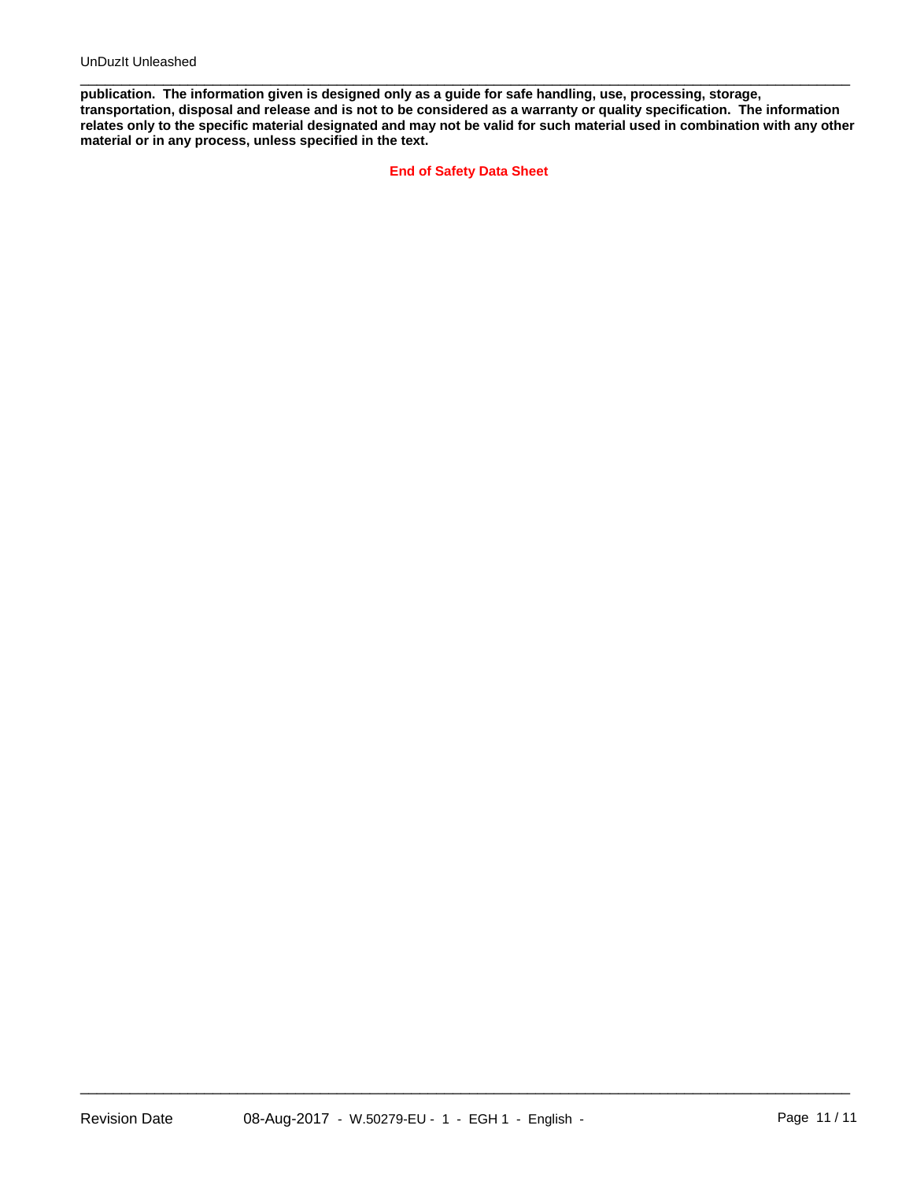**publication. The information given is designed only as a guide for safe handling, use, processing, storage, transportation, disposal and release and is not to be considered as a warranty or quality specification. The information relates only to the specific material designated and may not be valid for such material used in combination with any other material or in any process, unless specified in the text.**

**End of Safety Data Sheet**